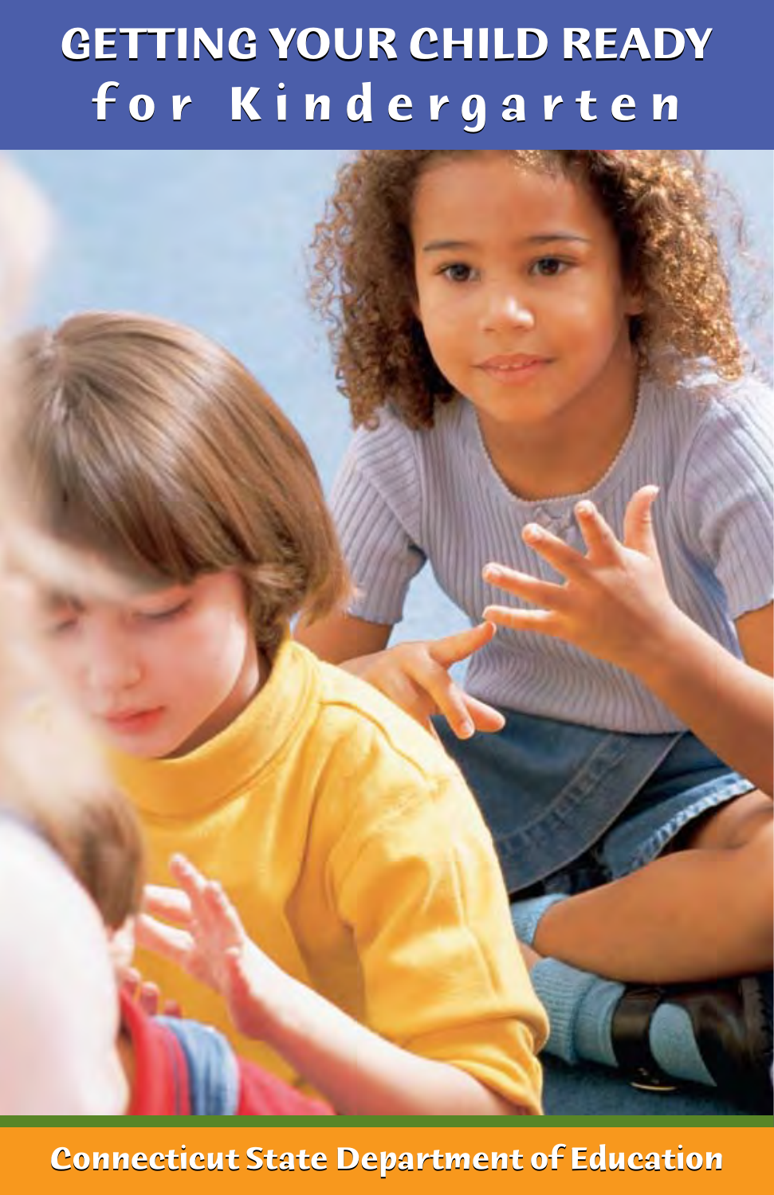# GETTING YOUR CHILD READY for Kindergarten

Connecticut State Department of Education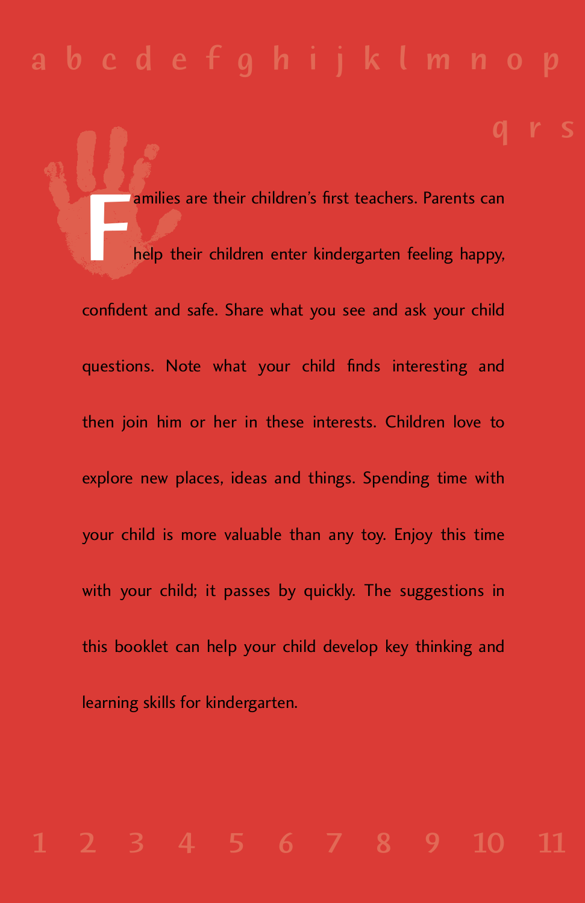Families are their children's first teachers. Parents can help their children enter kindergarten feeling happy, confident and safe. Share what you see and ask your child questions. Note what your child finds interesting and then join him or her in these interests. Children love to explore new places, ideas and things. Spending time with your child is more valuable than any toy. Enjoy this time with your child; it passes by quickly. The suggestions in this booklet can help your child develop key thinking and learning skills for kindergarten.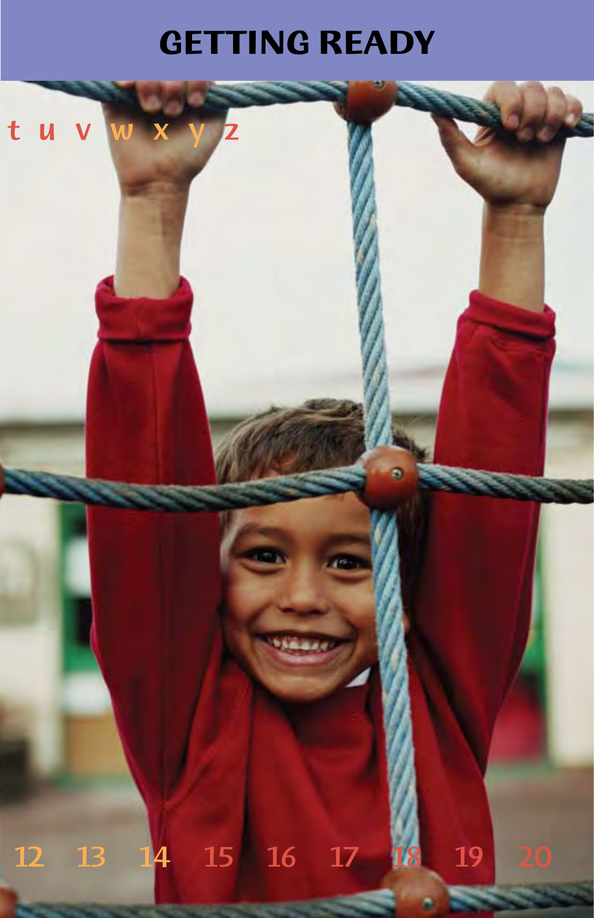# GETTING READY

t u v w x y z

12 13 14 15 16 17 18 19 20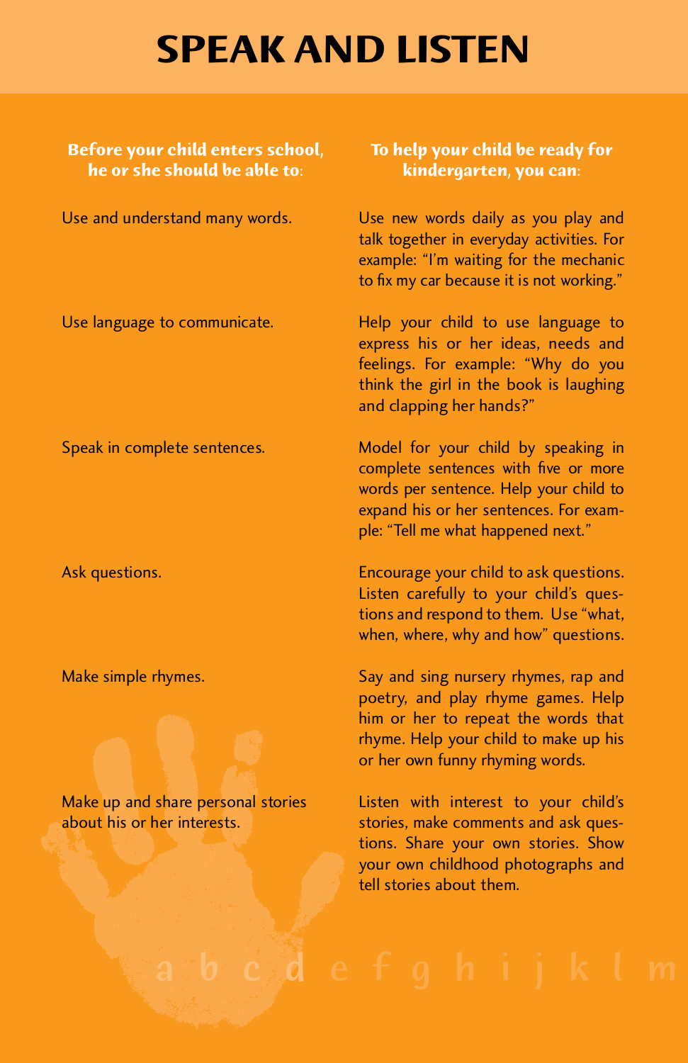# SPEAK AND LISTEN

| Before your child enters school, he or she should be able to: | To help your child be ready for kindergarten, you can: |
|---|---|
| Use and understand many words. | Use new words daily as you play and talk together in everyday activities. For example: "I'm waiting for the mechanic to fix my car because it is not working." |
| Use language to communicate. | Help your child to use language to express his or her ideas, needs and feelings. For example: "Why do you think the girl in the book is laughing and clapping her hands?" |
| Speak in complete sentences. | Model for your child by speaking in complete sentences with five or more words per sentence. Help your child to expand his or her sentences. For example: "Tell me what happened next." |
| Ask questions. | Encourage your child to ask questions. Listen carefully to your child's questions and respond to them. Use "what, when, where, why and how" questions. |
| Make simple rhymes. | Say and sing nursery rhymes, rap and poetry, and play rhyme games. Help him or her to repeat the words that rhyme. Help your child to make up his or her own funny rhyming words. |
| Make up and share personal stories about his or her interests. | Listen with interest to your child's stories, make comments and ask questions. Share your own stories. Show your own childhood photographs and tell stories about them. |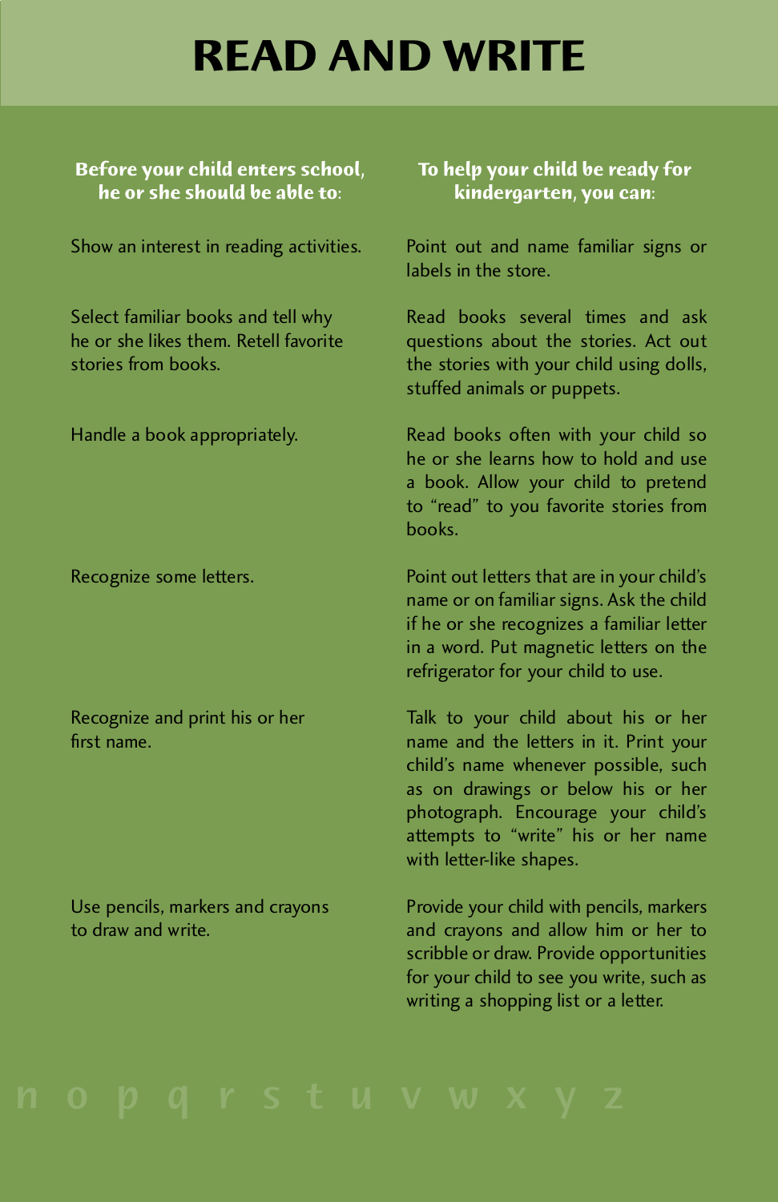# READ AND WRITE

| Before your child enters school, he or she should be able to: | To help your child be ready for kindergarten, you can: |
|---|---|
| Show an interest in reading activities. | Point out and name familiar signs or labels in the store. |
| Select familiar books and tell why he or she likes them. Retell favorite stories from books. | Read books several times and ask questions about the stories. Act out the stories with your child using dolls, stuffed animals or puppets. |
| Handle a book appropriately. | Read books often with your child so he or she learns how to hold and use a book. Allow your child to pretend to "read" to you favorite stories from books. |
| Recognize some letters. | Point out letters that are in your child's name or on familiar signs. Ask the child if he or she recognizes a familiar letter in a word. Put magnetic letters on the refrigerator for your child to use. |
| Recognize and print his or her first name. | Talk to your child about his or her name and the letters in it. Print your child's name whenever possible, such as on drawings or below his or her photograph. Encourage your child's attempts to "write" his or her name with letter-like shapes. |
| Use pencils, markers and crayons to draw and write. | Provide your child with pencils, markers and crayons and allow him or her to scribble or draw. Provide opportunities for your child to see you write, such as writing a shopping list or a letter. |

n o p q r s t u v w x y z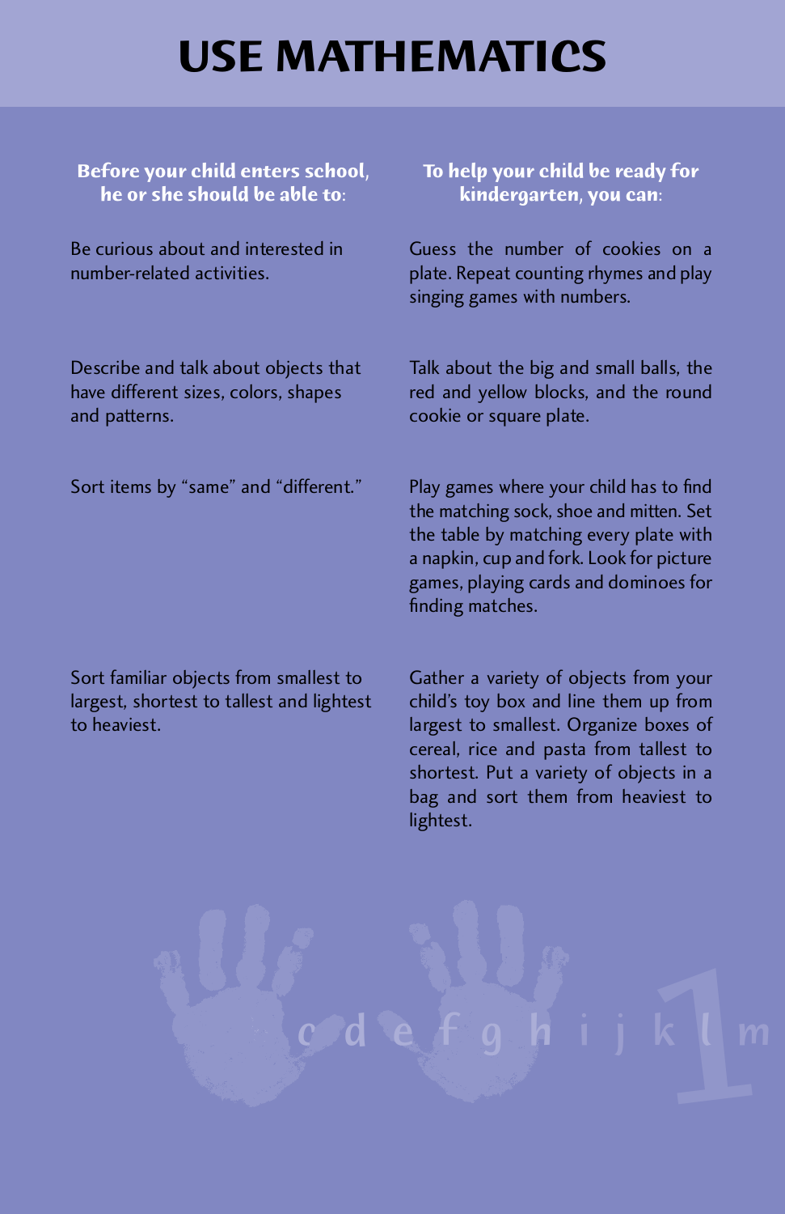# USE MATHEMATICS

| Before your child enters school, he or she should be able to: | To help your child be ready for kindergarten, you can: |
| --- | --- |
| Be curious about and interested in number-related activities. | Guess the number of cookies on a plate. Repeat counting rhymes and play singing games with numbers. |
| Describe and talk about objects that have different sizes, colors, shapes and patterns. | Talk about the big and small balls, the red and yellow blocks, and the round cookie or square plate. |
| Sort items by "same" and "different." | Play games where your child has to find the matching sock, shoe and mitten. Set the table by matching every plate with a napkin, cup and fork. Look for picture games, playing cards and dominoes for finding matches. |
| Sort familiar objects from smallest to largest, shortest to tallest and lightest to heaviest. | Gather a variety of objects from your child's toy box and line them up from largest to smallest. Organize boxes of cereal, rice and pasta from tallest to shortest. Put a variety of objects in a bag and sort them from heaviest to lightest. |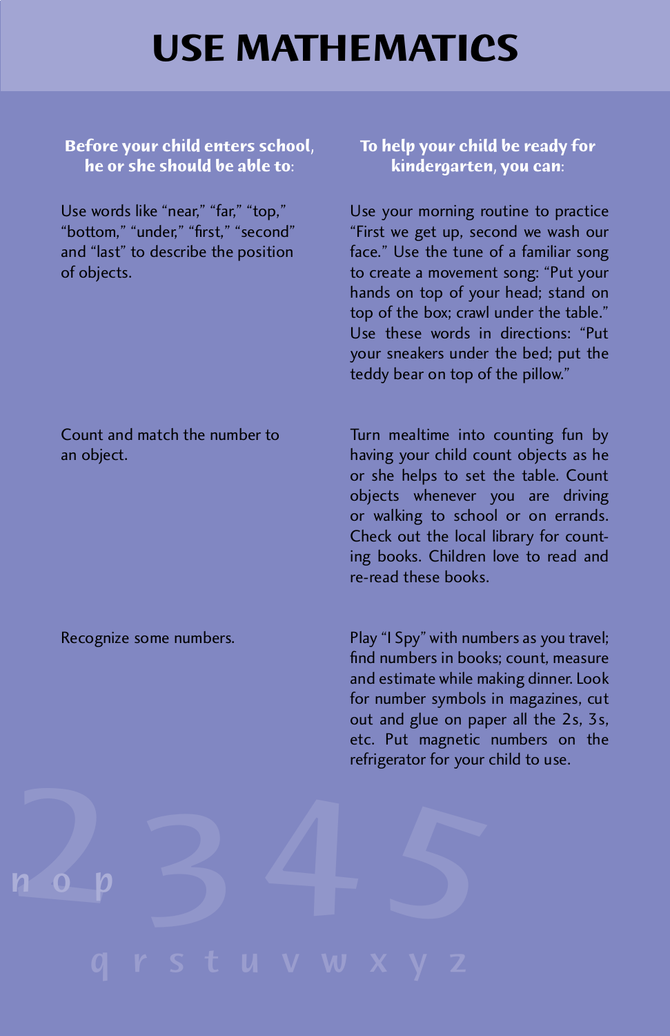# USE MATHEMATICS

| Before your child enters school, he or she should be able to: | To help your child be ready for kindergarten, you can: |
|---|---|
| Use words like "near," "far," "top," "bottom," "under," "first," "second" and "last" to describe the position of objects. | Use your morning routine to practice "First we get up, second we wash our face." Use the tune of a familiar song to create a movement song: "Put your hands on top of your head; stand on top of the box; crawl under the table." Use these words in directions: "Put your sneakers under the bed; put the teddy bear on top of the pillow." |
| Count and match the number to an object. | Turn mealtime into counting fun by having your child count objects as he or she helps to set the table. Count objects whenever you are driving or walking to school or on errands. Check out the local library for counting books. Children love to read and re-read these books. |
| Recognize some numbers. | Play "I Spy" with numbers as you travel; find numbers in books; count, measure and estimate while making dinner. Look for number symbols in magazines, cut out and glue on paper all the 2s, 3s, etc. Put magnetic numbers on the refrigerator for your child to use. |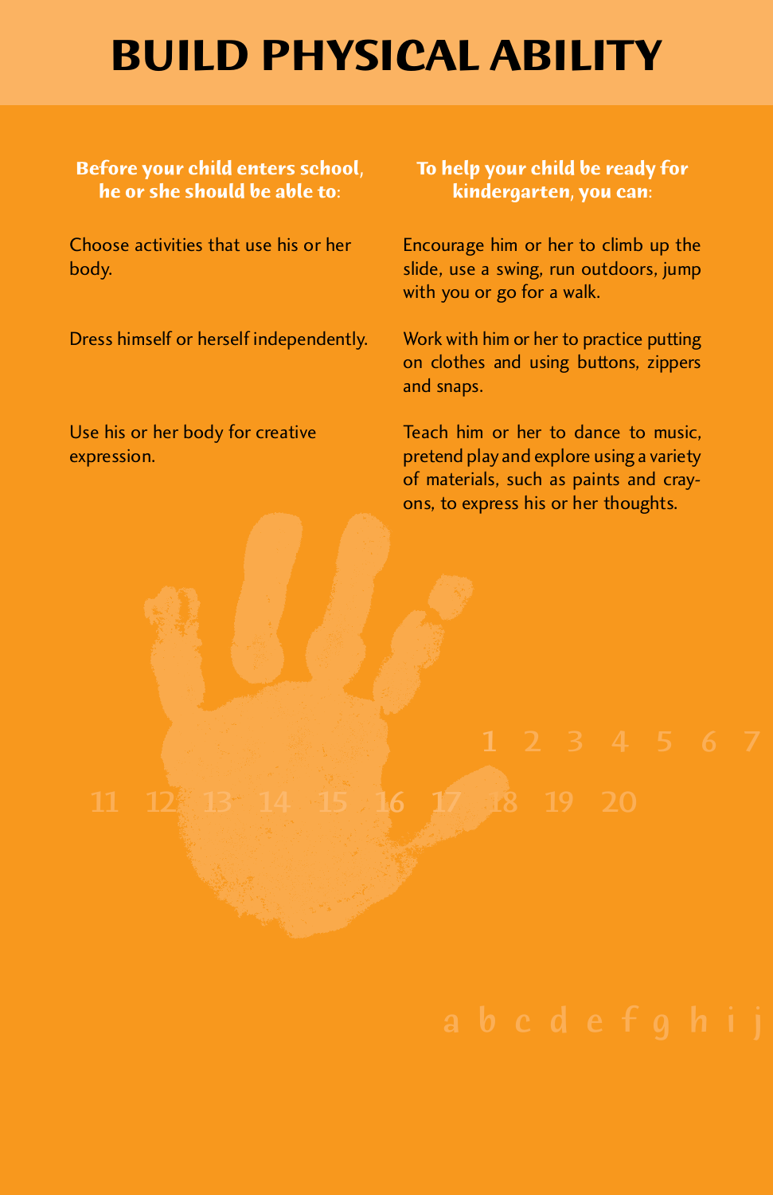# BUILD PHYSICAL ABILITY

| Before your child enters school, he or she should be able to: | To help your child be ready for kindergarten, you can: |
| --- | --- |
| Choose activities that use his or her body. | Encourage him or her to climb up the slide, use a swing, run outdoors, jump with you or go for a walk. |
| Dress himself or herself independently. | Work with him or her to practice putting on clothes and using buttons, zippers and snaps. |
| Use his or her body for creative expression. | Teach him or her to dance to music, pretend play and explore using a variety of materials, such as paints and crayons, to express his or her thoughts. |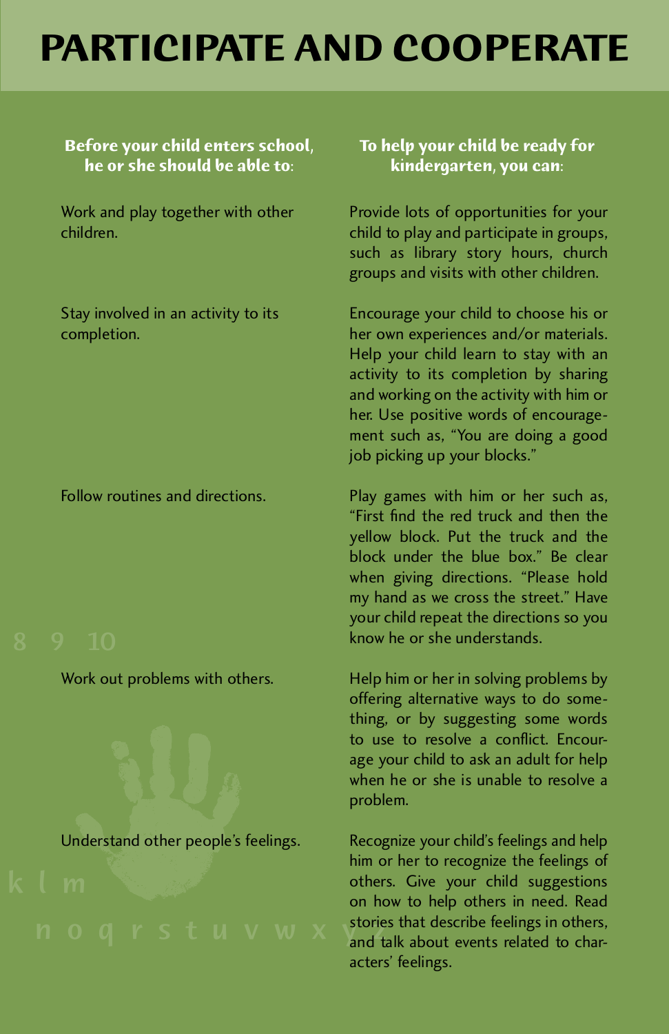# PARTICIPATE AND COOPERATE

| Before your child enters school, he or she should be able to: | To help your child be ready for kindergarten, you can: |
| --- | --- |
| Work and play together with other children. | Provide lots of opportunities for your child to play and participate in groups, such as library story hours, church groups and visits with other children. |
| Stay involved in an activity to its completion. | Encourage your child to choose his or her own experiences and/or materials. Help your child learn to stay with an activity to its completion by sharing and working on the activity with him or her. Use positive words of encouragement such as, "You are doing a good job picking up your blocks." |
| Follow routines and directions. | Play games with him or her such as, "First find the red truck and then the yellow block. Put the truck and the block under the blue box." Be clear when giving directions. "Please hold my hand as we cross the street." Have your child repeat the directions so you know he or she understands. |
| Work out problems with others. | Help him or her in solving problems by offering alternative ways to do something, or by suggesting some words to use to resolve a conflict. Encourage your child to ask an adult for help when he or she is unable to resolve a problem. |
| Understand other people's feelings. | Recognize your child's feelings and help him or her to recognize the feelings of others. Give your child suggestions on how to help others in need. Read stories that describe feelings in others, and talk about events related to characters' feelings. |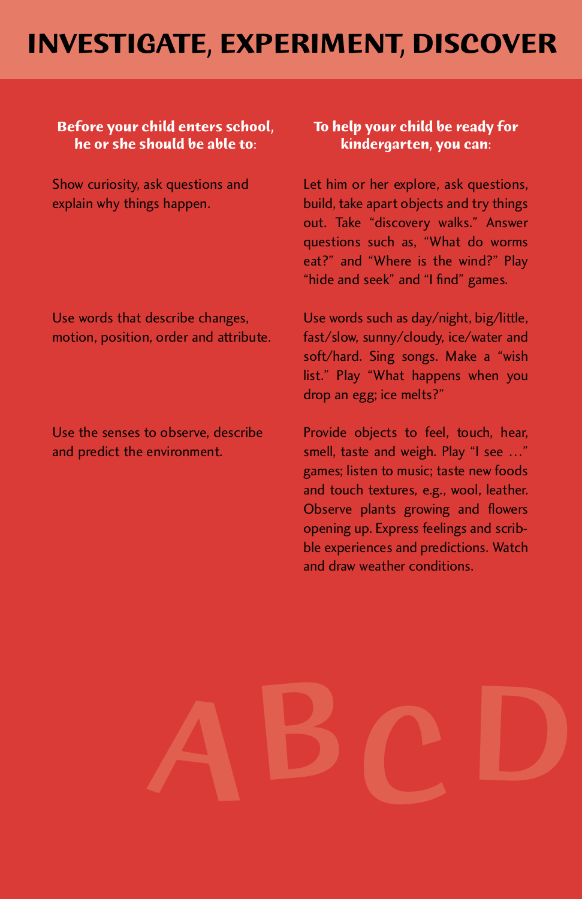# INVESTIGATE, EXPERIMENT, DISCOVER

| Before your child enters school, he or she should be able to: | To help your child be ready for kindergarten, you can: |
| --- | --- |
| Show curiosity, ask questions and explain why things happen. | Let him or her explore, ask questions, build, take apart objects and try things out. Take "discovery walks." Answer questions such as, "What do worms eat?" and "Where is the wind?" Play "hide and seek" and "I find" games. |
| Use words that describe changes, motion, position, order and attribute. | Use words such as day/night, big/little, fast/slow, sunny/cloudy, ice/water and soft/hard. Sing songs. Make a "wish list." Play "What happens when you drop an egg; ice melts?" |
| Use the senses to observe, describe and predict the environment. | Provide objects to feel, touch, hear, smell, taste and weigh. Play "I see …" games; listen to music; taste new foods and touch textures, e.g., wool, leather. Observe plants growing and flowers opening up. Express feelings and scribble experiences and predictions. Watch and draw weather conditions. |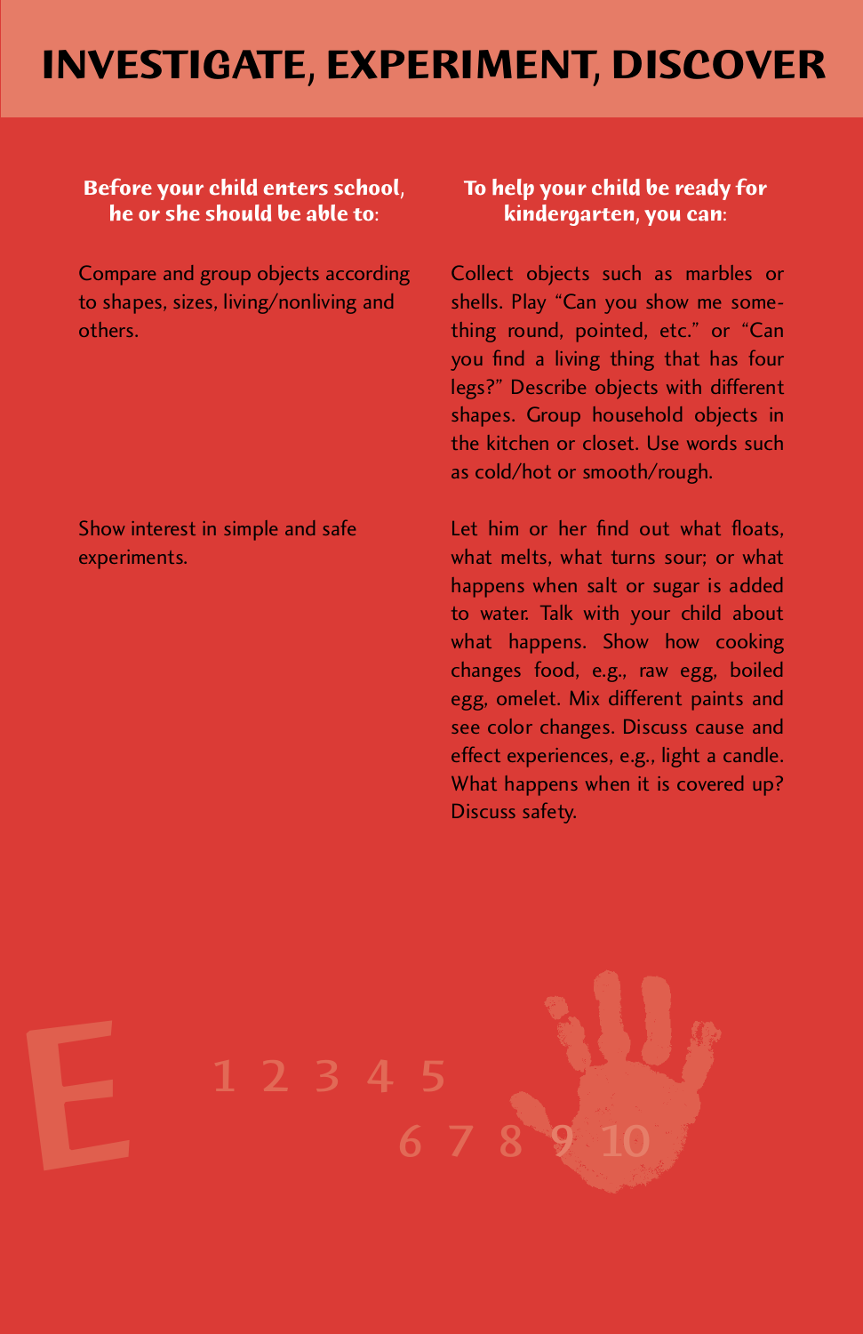# INVESTIGATE, EXPERIMENT, DISCOVER

| Before your child enters school, he or she should be able to: | To help your child be ready for kindergarten, you can: |
|---|---|
| Compare and group objects according to shapes, sizes, living/nonliving and others. | Collect objects such as marbles or shells. Play "Can you show me something round, pointed, etc." or "Can you find a living thing that has four legs?" Describe objects with different shapes. Group household objects in the kitchen or closet. Use words such as cold/hot or smooth/rough. |
| Show interest in simple and safe experiments. | Let him or her find out what floats, what melts, what turns sour; or what happens when salt or sugar is added to water. Talk with your child about what happens. Show how cooking changes food, e.g., raw egg, boiled egg, omelet. Mix different paints and see color changes. Discuss cause and effect experiences, e.g., light a candle. What happens when it is covered up? Discuss safety. |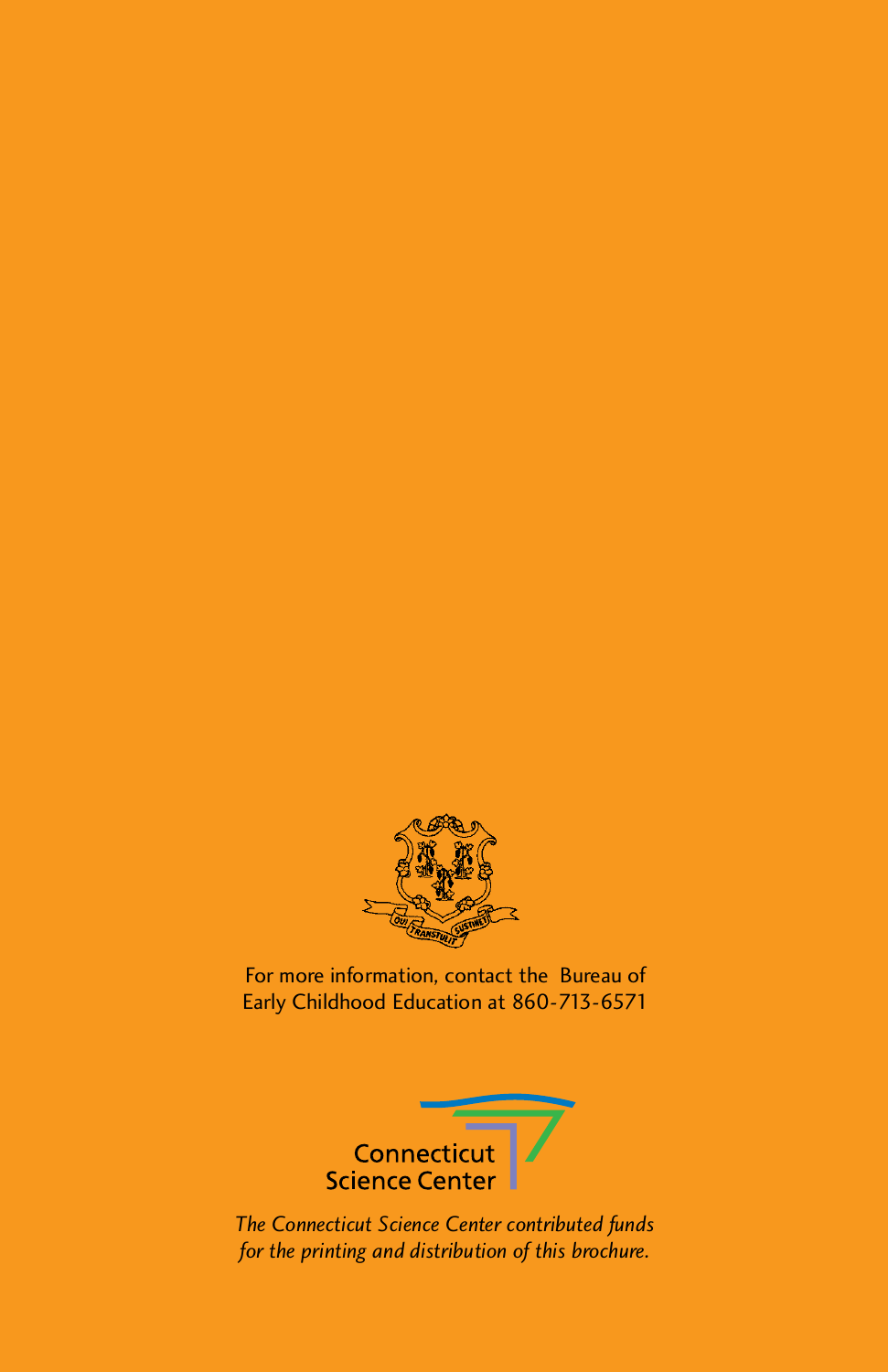For more information, contact the Bureau of Early Childhood Education at 860-713-6571

Connecticut Science Center

*The Connecticut Science Center contributed funds for the printing and distribution of this brochure.*